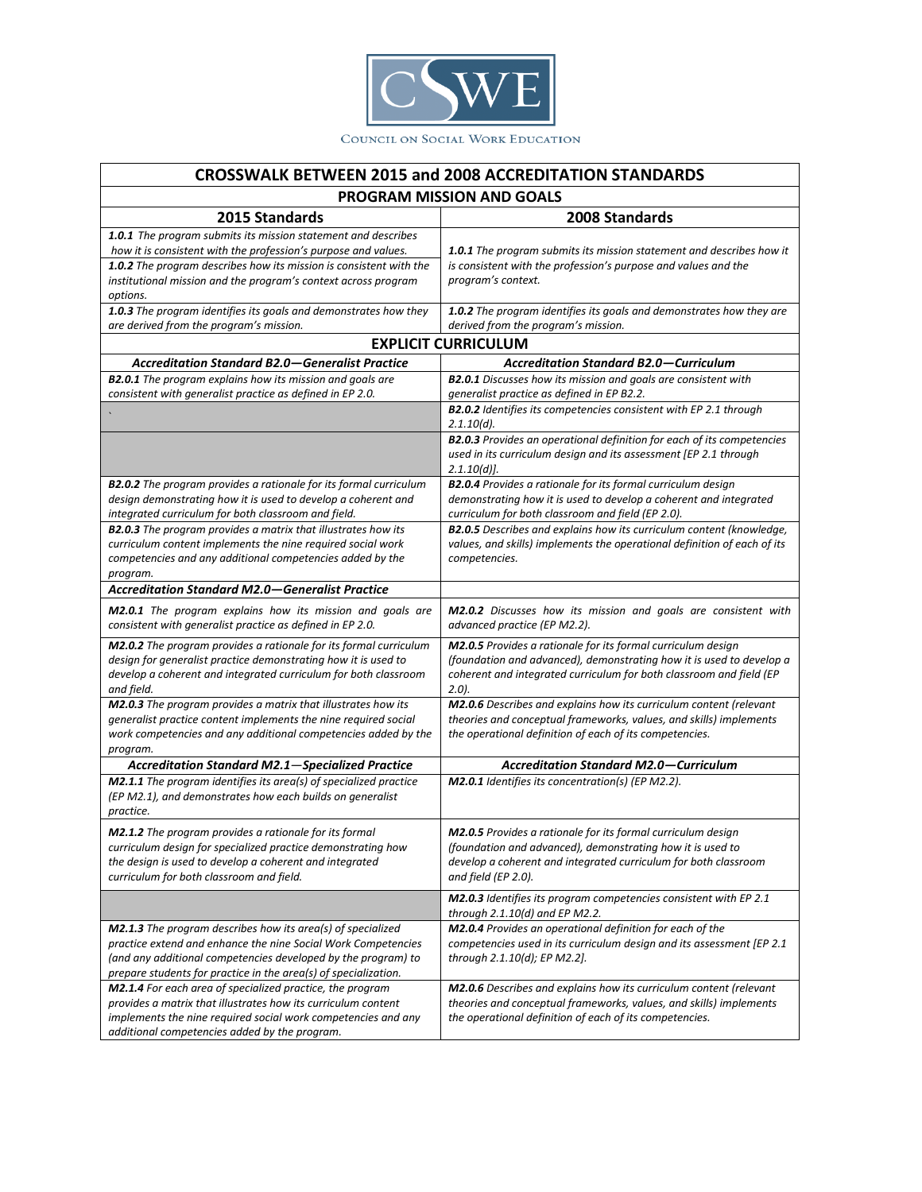COUNCIL ON SOCIAL WORK EDUCATION

# CROSSWALK BETWEEN 2015 and 2008 ACCREDITATION STANDARDS

## PROGRAM MISSION AND GOALS

| 2015 Standards | 2008 Standards |
|---|---|
| ***1.0.1*** *The program submits its mission statement and describes how it is consistent with the profession's purpose and values.* ***1.0.2*** *The program describes how its mission is consistent with the institutional mission and the program's context across program options.* | ***1.0.1*** *The program submits its mission statement and describes how it is consistent with the profession's purpose and values and the program's context.* |
| ***1.0.3*** *The program identifies its goals and demonstrates how they are derived from the program's mission.* | ***1.0.2*** *The program identifies its goals and demonstrates how they are derived from the program's mission.* |

## EXPLICIT CURRICULUM

| 2015 Standards | 2008 Standards |
|---|---|
| ***Accreditation Standard B2.0—Generalist Practice*** | ***Accreditation Standard B2.0—Curriculum*** |
| ***B2.0.1*** *The program explains how its mission and goals are consistent with generalist practice as defined in EP 2.0.* | ***B2.0.1*** *Discusses how its mission and goals are consistent with generalist practice as defined in EP B2.2.* |
| ` | ***B2.0.2*** *Identifies its competencies consistent with EP 2.1 through 2.1.10(d).* |
| | ***B2.0.3*** *Provides an operational definition for each of its competencies used in its curriculum design and its assessment [EP 2.1 through 2.1.10(d)].* |
| ***B2.0.2*** *The program provides a rationale for its formal curriculum design demonstrating how it is used to develop a coherent and integrated curriculum for both classroom and field.* | ***B2.0.4*** *Provides a rationale for its formal curriculum design demonstrating how it is used to develop a coherent and integrated curriculum for both classroom and field (EP 2.0).* |
| ***B2.0.3*** *The program provides a matrix that illustrates how its curriculum content implements the nine required social work competencies and any additional competencies added by the program.* | ***B2.0.5*** *Describes and explains how its curriculum content (knowledge, values, and skills) implements the operational definition of each of its competencies.* |
| ***Accreditation Standard M2.0—Generalist Practice*** | |
| ***M2.0.1*** *The program explains how its mission and goals are consistent with generalist practice as defined in EP 2.0.* | ***M2.0.2*** *Discusses how its mission and goals are consistent with advanced practice (EP M2.2).* |
| ***M2.0.2*** *The program provides a rationale for its formal curriculum design for generalist practice demonstrating how it is used to develop a coherent and integrated curriculum for both classroom and field.* | ***M2.0.5*** *Provides a rationale for its formal curriculum design (foundation and advanced), demonstrating how it is used to develop a coherent and integrated curriculum for both classroom and field (EP 2.0).* |
| ***M2.0.3*** *The program provides a matrix that illustrates how its generalist practice content implements the nine required social work competencies and any additional competencies added by the program.* | ***M2.0.6*** *Describes and explains how its curriculum content (relevant theories and conceptual frameworks, values, and skills) implements the operational definition of each of its competencies.* |
| ***Accreditation Standard M2.1—Specialized Practice*** | ***Accreditation Standard M2.0—Curriculum*** |
| ***M2.1.1*** *The program identifies its area(s) of specialized practice (EP M2.1), and demonstrates how each builds on generalist practice.* | ***M2.0.1*** *Identifies its concentration(s) (EP M2.2).* |
| ***M2.1.2*** *The program provides a rationale for its formal curriculum design for specialized practice demonstrating how the design is used to develop a coherent and integrated curriculum for both classroom and field.* | ***M2.0.5*** *Provides a rationale for its formal curriculum design (foundation and advanced), demonstrating how it is used to develop a coherent and integrated curriculum for both classroom and field (EP 2.0).* |
| | ***M2.0.3*** *Identifies its program competencies consistent with EP 2.1 through 2.1.10(d) and EP M2.2.* |
| ***M2.1.3*** *The program describes how its area(s) of specialized practice extend and enhance the nine Social Work Competencies (and any additional competencies developed by the program) to prepare students for practice in the area(s) of specialization.* | ***M2.0.4*** *Provides an operational definition for each of the competencies used in its curriculum design and its assessment [EP 2.1 through 2.1.10(d); EP M2.2].* |
| ***M2.1.4*** *For each area of specialized practice, the program provides a matrix that illustrates how its curriculum content implements the nine required social work competencies and any additional competencies added by the program.* | ***M2.0.6*** *Describes and explains how its curriculum content (relevant theories and conceptual frameworks, values, and skills) implements the operational definition of each of its competencies.* |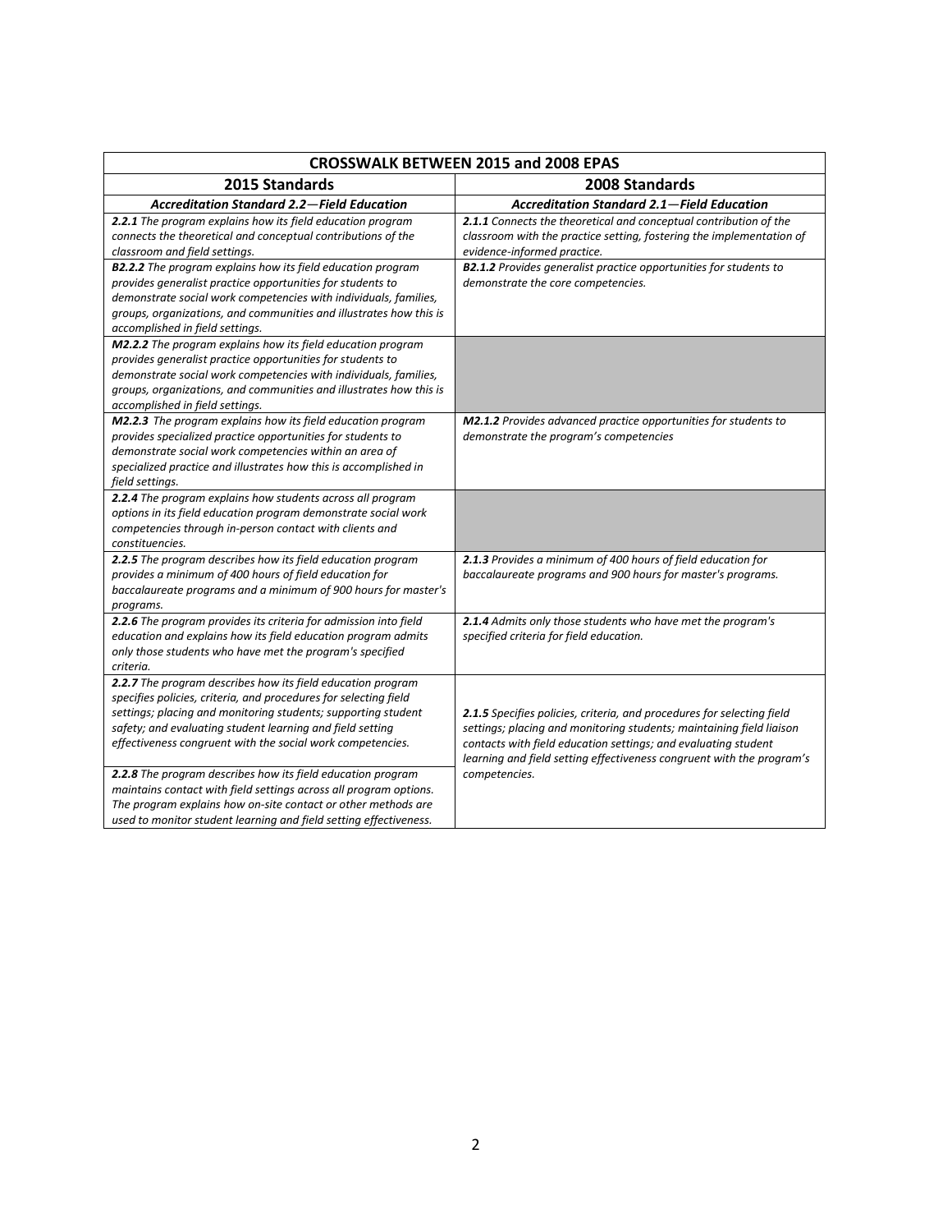| CROSSWALK BETWEEN 2015 and 2008 EPAS | |
|---|---|
| **2015 Standards** | **2008 Standards** |
| ***Accreditation Standard 2.2—Field Education*** | ***Accreditation Standard 2.1—Field Education*** |
| ***2.2.1*** *The program explains how its field education program connects the theoretical and conceptual contributions of the classroom and field settings.* | ***2.1.1*** *Connects the theoretical and conceptual contribution of the classroom with the practice setting, fostering the implementation of evidence-informed practice.* |
| ***B2.2.2*** *The program explains how its field education program provides generalist practice opportunities for students to demonstrate social work competencies with individuals, families, groups, organizations, and communities and illustrates how this is accomplished in field settings.* | ***B2.1.2*** *Provides generalist practice opportunities for students to demonstrate the core competencies.* |
| ***M2.2.2*** *The program explains how its field education program provides generalist practice opportunities for students to demonstrate social work competencies with individuals, families, groups, organizations, and communities and illustrates how this is accomplished in field settings.* | |
| ***M2.2.3*** *The program explains how its field education program provides specialized practice opportunities for students to demonstrate social work competencies within an area of specialized practice and illustrates how this is accomplished in field settings.* | ***M2.1.2*** *Provides advanced practice opportunities for students to demonstrate the program's competencies* |
| ***2.2.4*** *The program explains how students across all program options in its field education program demonstrate social work competencies through in-person contact with clients and constituencies.* | |
| ***2.2.5*** *The program describes how its field education program provides a minimum of 400 hours of field education for baccalaureate programs and a minimum of 900 hours for master's programs.* | ***2.1.3*** *Provides a minimum of 400 hours of field education for baccalaureate programs and 900 hours for master's programs.* |
| ***2.2.6*** *The program provides its criteria for admission into field education and explains how its field education program admits only those students who have met the program's specified criteria.* | ***2.1.4*** *Admits only those students who have met the program's specified criteria for field education.* |
| ***2.2.7*** *The program describes how its field education program specifies policies, criteria, and procedures for selecting field settings; placing and monitoring students; supporting student safety; and evaluating student learning and field setting effectiveness congruent with the social work competencies.* ***2.2.8*** *The program describes how its field education program maintains contact with field settings across all program options. The program explains how on-site contact or other methods are used to monitor student learning and field setting effectiveness.* | ***2.1.5*** *Specifies policies, criteria, and procedures for selecting field settings; placing and monitoring students; maintaining field liaison contacts with field education settings; and evaluating student learning and field setting effectiveness congruent with the program's competencies.* |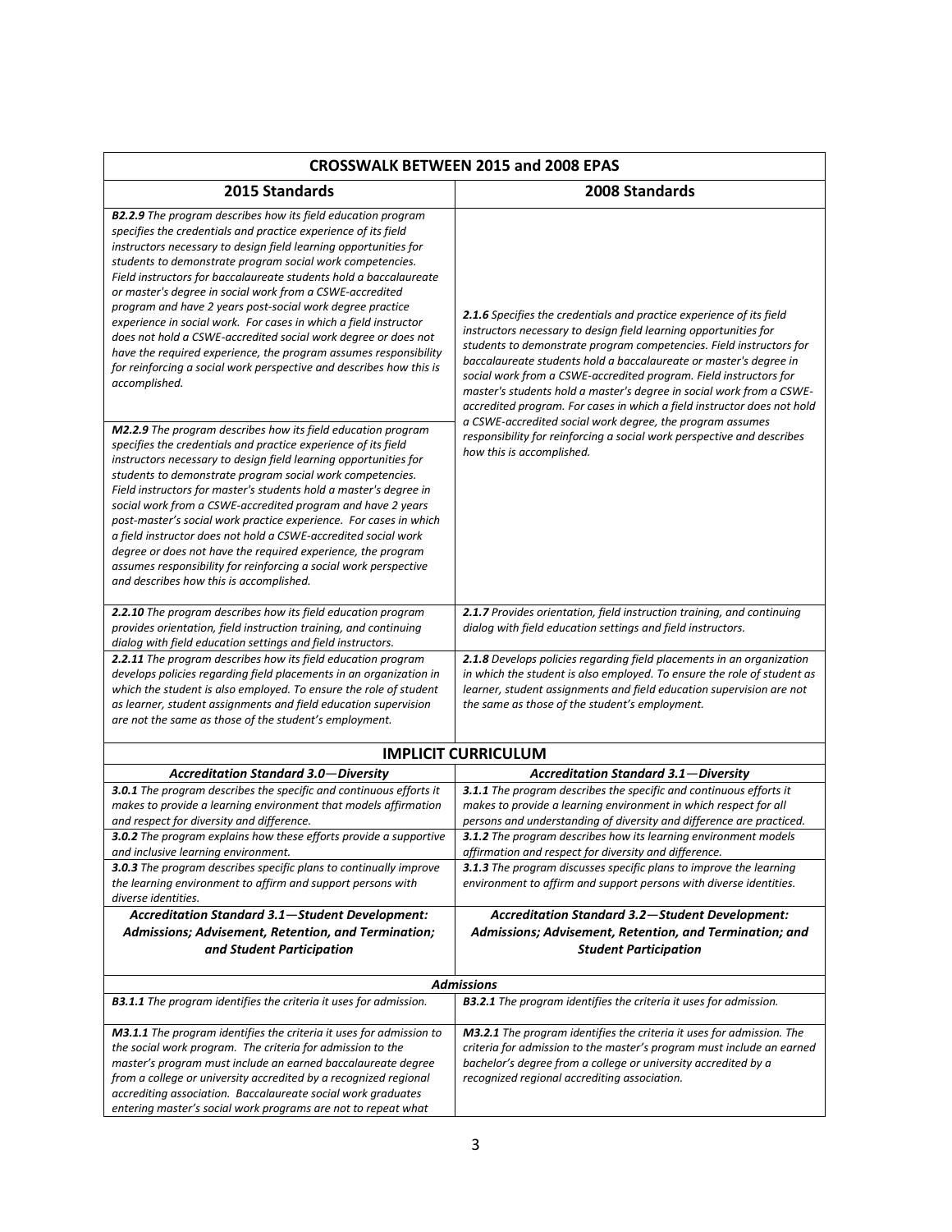| CROSSWALK BETWEEN 2015 and 2008 EPAS | |
|---|---|
| **2015 Standards** | **2008 Standards** |
| ***B2.2.9*** *The program describes how its field education program specifies the credentials and practice experience of its field instructors necessary to design field learning opportunities for students to demonstrate program social work competencies. Field instructors for baccalaureate students hold a baccalaureate or master's degree in social work from a CSWE-accredited program and have 2 years post-social work degree practice experience in social work. For cases in which a field instructor does not hold a CSWE-accredited social work degree or does not have the required experience, the program assumes responsibility for reinforcing a social work perspective and describes how this is accomplished.* <br><br> ***M2.2.9*** *The program describes how its field education program specifies the credentials and practice experience of its field instructors necessary to design field learning opportunities for students to demonstrate program social work competencies. Field instructors for master's students hold a master's degree in social work from a CSWE-accredited program and have 2 years post-master's social work practice experience. For cases in which a field instructor does not hold a CSWE-accredited social work degree or does not have the required experience, the program assumes responsibility for reinforcing a social work perspective and describes how this is accomplished.* | ***2.1.6*** *Specifies the credentials and practice experience of its field instructors necessary to design field learning opportunities for students to demonstrate program competencies. Field instructors for baccalaureate students hold a baccalaureate or master's degree in social work from a CSWE-accredited program. Field instructors for master's students hold a master's degree in social work from a CSWE-accredited program. For cases in which a field instructor does not hold a CSWE-accredited social work degree, the program assumes responsibility for reinforcing a social work perspective and describes how this is accomplished.* |
| ***2.2.10*** *The program describes how its field education program provides orientation, field instruction training, and continuing dialog with field education settings and field instructors.* | ***2.1.7*** *Provides orientation, field instruction training, and continuing dialog with field education settings and field instructors.* |
| ***2.2.11*** *The program describes how its field education program develops policies regarding field placements in an organization in which the student is also employed. To ensure the role of student as learner, student assignments and field education supervision are not the same as those of the student's employment.* | ***2.1.8*** *Develops policies regarding field placements in an organization in which the student is also employed. To ensure the role of student as learner, student assignments and field education supervision are not the same as those of the student's employment.* |
| **IMPLICIT CURRICULUM** | |
| ***Accreditation Standard 3.0—Diversity*** | ***Accreditation Standard 3.1—Diversity*** |
| ***3.0.1*** *The program describes the specific and continuous efforts it makes to provide a learning environment that models affirmation and respect for diversity and difference.* | ***3.1.1*** *The program describes the specific and continuous efforts it makes to provide a learning environment in which respect for all persons and understanding of diversity and difference are practiced.* |
| ***3.0.2*** *The program explains how these efforts provide a supportive and inclusive learning environment.* | ***3.1.2*** *The program describes how its learning environment models affirmation and respect for diversity and difference.* |
| ***3.0.3*** *The program describes specific plans to continually improve the learning environment to affirm and support persons with diverse identities.* | ***3.1.3*** *The program discusses specific plans to improve the learning environment to affirm and support persons with diverse identities.* |
| ***Accreditation Standard 3.1—Student Development: Admissions; Advisement, Retention, and Termination; and Student Participation*** | ***Accreditation Standard 3.2—Student Development: Admissions; Advisement, Retention, and Termination; and Student Participation*** |
| ***Admissions*** | |
| ***B3.1.1*** *The program identifies the criteria it uses for admission.* | ***B3.2.1*** *The program identifies the criteria it uses for admission.* |
| ***M3.1.1*** *The program identifies the criteria it uses for admission to the social work program. The criteria for admission to the master's program must include an earned baccalaureate degree from a college or university accredited by a recognized regional accrediting association. Baccalaureate social work graduates entering master's social work programs are not to repeat what* | ***M3.2.1*** *The program identifies the criteria it uses for admission. The criteria for admission to the master's program must include an earned bachelor's degree from a college or university accredited by a recognized regional accrediting association.* |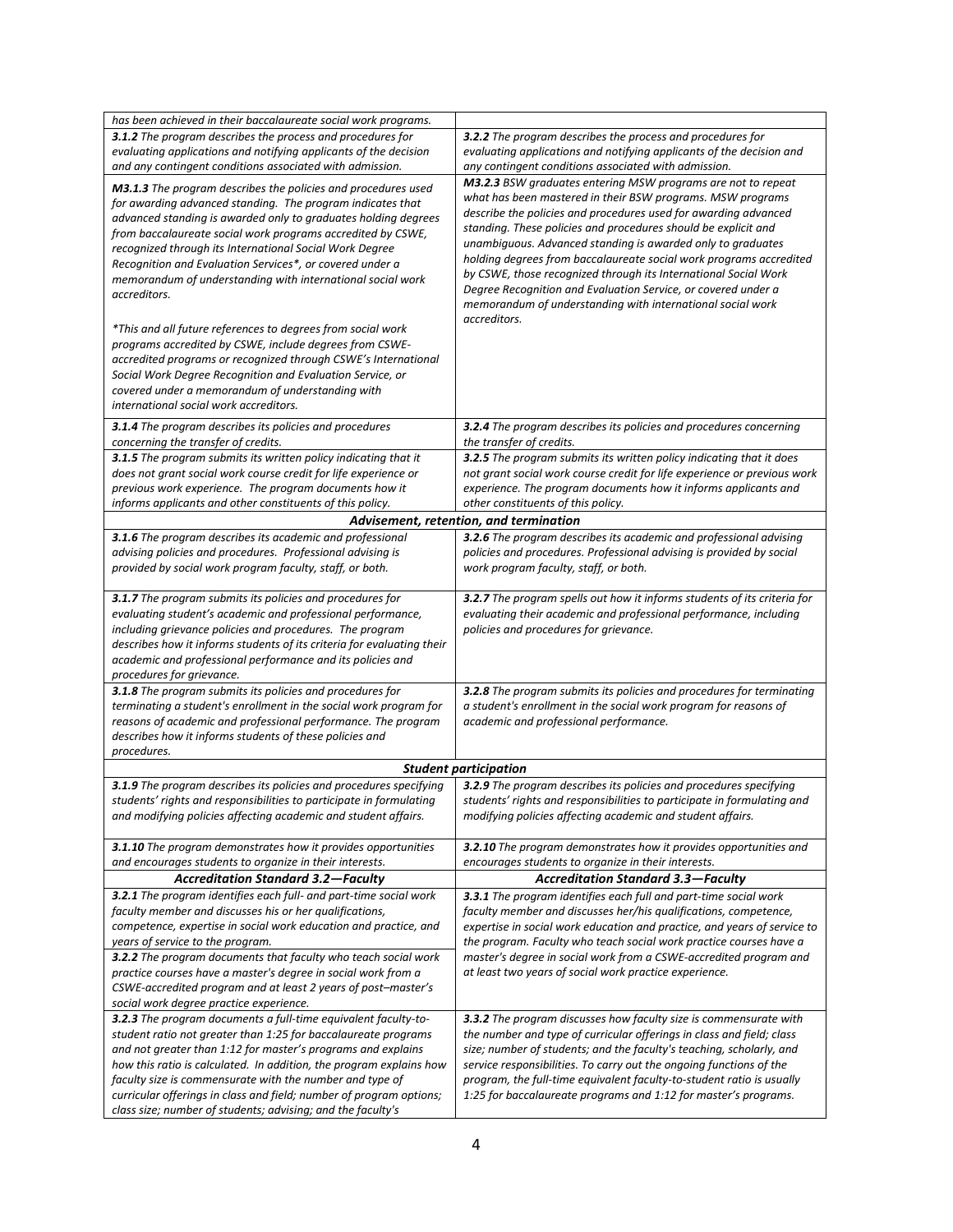| | |
|---|---|
| *has been achieved in their baccalaureate social work programs.* | |
| ***3.1.2** The program describes the process and procedures for evaluating applications and notifying applicants of the decision and any contingent conditions associated with admission.* | ***3.2.2** The program describes the process and procedures for evaluating applications and notifying applicants of the decision and any contingent conditions associated with admission.* |
| ***M3.1.3** The program describes the policies and procedures used for awarding advanced standing. The program indicates that advanced standing is awarded only to graduates holding degrees from baccalaureate social work programs accredited by CSWE, recognized through its International Social Work Degree Recognition and Evaluation Services*, or covered under a memorandum of understanding with international social work accreditors.*<br><br>**This and all future references to degrees from social work programs accredited by CSWE, include degrees from CSWE-accredited programs or recognized through CSWE's International Social Work Degree Recognition and Evaluation Service, or covered under a memorandum of understanding with international social work accreditors.* | ***M3.2.3** BSW graduates entering MSW programs are not to repeat what has been mastered in their BSW programs. MSW programs describe the policies and procedures used for awarding advanced standing. These policies and procedures should be explicit and unambiguous. Advanced standing is awarded only to graduates holding degrees from baccalaureate social work programs accredited by CSWE, those recognized through its International Social Work Degree Recognition and Evaluation Service, or covered under a memorandum of understanding with international social work accreditors.* |
| ***3.1.4** The program describes its policies and procedures concerning the transfer of credits.* | ***3.2.4** The program describes its policies and procedures concerning the transfer of credits.* |
| ***3.1.5** The program submits its written policy indicating that it does not grant social work course credit for life experience or previous work experience. The program documents how it informs applicants and other constituents of this policy.* | ***3.2.5** The program submits its written policy indicating that it does not grant social work course credit for life experience or previous work experience. The program documents how it informs applicants and other constituents of this policy.* |
| ***Advisement, retention, and termination*** | |
| ***3.1.6** The program describes its academic and professional advising policies and procedures. Professional advising is provided by social work program faculty, staff, or both.* | ***3.2.6** The program describes its academic and professional advising policies and procedures. Professional advising is provided by social work program faculty, staff, or both.* |
| ***3.1.7** The program submits its policies and procedures for evaluating student's academic and professional performance, including grievance policies and procedures. The program describes how it informs students of its criteria for evaluating their academic and professional performance and its policies and procedures for grievance.* | ***3.2.7** The program spells out how it informs students of its criteria for evaluating their academic and professional performance, including policies and procedures for grievance.* |
| ***3.1.8** The program submits its policies and procedures for terminating a student's enrollment in the social work program for reasons of academic and professional performance. The program describes how it informs students of these policies and procedures.* | ***3.2.8** The program submits its policies and procedures for terminating a student's enrollment in the social work program for reasons of academic and professional performance.* |
| ***Student participation*** | |
| ***3.1.9** The program describes its policies and procedures specifying students' rights and responsibilities to participate in formulating and modifying policies affecting academic and student affairs.* | ***3.2.9** The program describes its policies and procedures specifying students' rights and responsibilities to participate in formulating and modifying policies affecting academic and student affairs.* |
| ***3.1.10** The program demonstrates how it provides opportunities and encourages students to organize in their interests.* | ***3.2.10** The program demonstrates how it provides opportunities and encourages students to organize in their interests.* |
| ***Accreditation Standard 3.2—Faculty*** | ***Accreditation Standard 3.3—Faculty*** |
| ***3.2.1** The program identifies each full- and part-time social work faculty member and discusses his or her qualifications, competence, expertise in social work education and practice, and years of service to the program.*<br>***3.2.2** The program documents that faculty who teach social work practice courses have a master's degree in social work from a CSWE-accredited program and at least 2 years of post–master's social work degree practice experience.* | ***3.3.1** The program identifies each full and part-time social work faculty member and discusses her/his qualifications, competence, expertise in social work education and practice, and years of service to the program. Faculty who teach social work practice courses have a master's degree in social work from a CSWE-accredited program and at least two years of social work practice experience.* |
| ***3.2.3** The program documents a full-time equivalent faculty-to-student ratio not greater than 1:25 for baccalaureate programs and not greater than 1:12 for master's programs and explains how this ratio is calculated. In addition, the program explains how faculty size is commensurate with the number and type of curricular offerings in class and field; number of program options; class size; number of students; advising; and the faculty's* | ***3.3.2** The program discusses how faculty size is commensurate with the number and type of curricular offerings in class and field; class size; number of students; and the faculty's teaching, scholarly, and service responsibilities. To carry out the ongoing functions of the program, the full-time equivalent faculty-to-student ratio is usually 1:25 for baccalaureate programs and 1:12 for master's programs.* |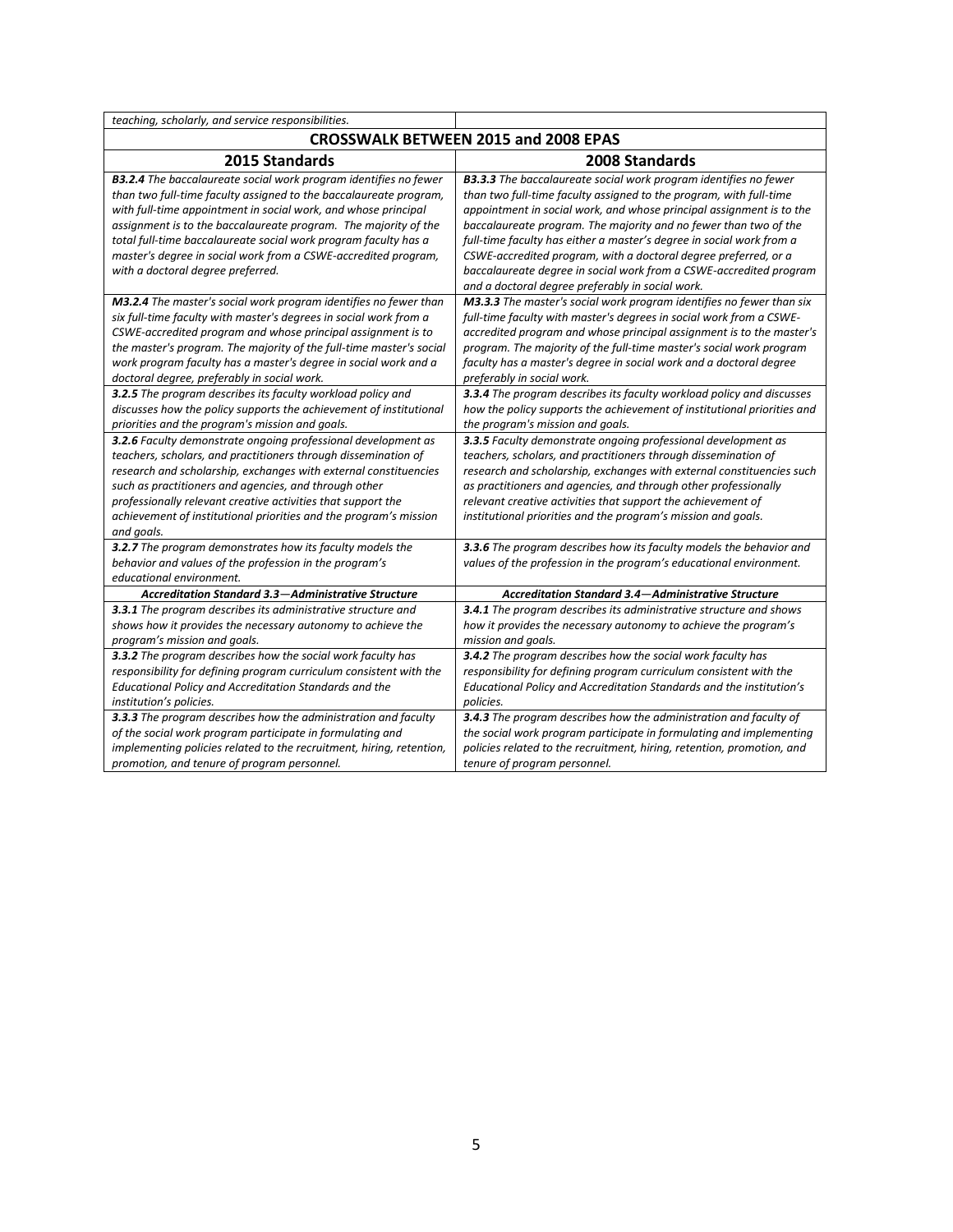| *teaching, scholarly, and service responsibilities.* | |
|---|---|
| **CROSSWALK BETWEEN 2015 and 2008 EPAS** | |
| **2015 Standards** | **2008 Standards** |
| ***B3.2.4*** *The baccalaureate social work program identifies no fewer than two full-time faculty assigned to the baccalaureate program, with full-time appointment in social work, and whose principal assignment is to the baccalaureate program. The majority of the total full-time baccalaureate social work program faculty has a master's degree in social work from a CSWE-accredited program, with a doctoral degree preferred.* | ***B3.3.3*** *The baccalaureate social work program identifies no fewer than two full-time faculty assigned to the program, with full-time appointment in social work, and whose principal assignment is to the baccalaureate program. The majority and no fewer than two of the full-time faculty has either a master's degree in social work from a CSWE-accredited program, with a doctoral degree preferred, or a baccalaureate degree in social work from a CSWE-accredited program and a doctoral degree preferably in social work.* |
| ***M3.2.4*** *The master's social work program identifies no fewer than six full-time faculty with master's degrees in social work from a CSWE-accredited program and whose principal assignment is to the master's program. The majority of the full-time master's social work program faculty has a master's degree in social work and a doctoral degree, preferably in social work.* | ***M3.3.3*** *The master's social work program identifies no fewer than six full-time faculty with master's degrees in social work from a CSWE-accredited program and whose principal assignment is to the master's program. The majority of the full-time master's social work program faculty has a master's degree in social work and a doctoral degree preferably in social work.* |
| ***3.2.5*** *The program describes its faculty workload policy and discusses how the policy supports the achievement of institutional priorities and the program's mission and goals.* | ***3.3.4*** *The program describes its faculty workload policy and discusses how the policy supports the achievement of institutional priorities and the program's mission and goals.* |
| ***3.2.6*** *Faculty demonstrate ongoing professional development as teachers, scholars, and practitioners through dissemination of research and scholarship, exchanges with external constituencies such as practitioners and agencies, and through other professionally relevant creative activities that support the achievement of institutional priorities and the program's mission and goals.* | ***3.3.5*** *Faculty demonstrate ongoing professional development as teachers, scholars, and practitioners through dissemination of research and scholarship, exchanges with external constituencies such as practitioners and agencies, and through other professionally relevant creative activities that support the achievement of institutional priorities and the program's mission and goals.* |
| ***3.2.7*** *The program demonstrates how its faculty models the behavior and values of the profession in the program's educational environment.* | ***3.3.6*** *The program describes how its faculty models the behavior and values of the profession in the program's educational environment.* |
| ***Accreditation Standard 3.3—Administrative Structure*** | ***Accreditation Standard 3.4—Administrative Structure*** |
| ***3.3.1*** *The program describes its administrative structure and shows how it provides the necessary autonomy to achieve the program's mission and goals.* | ***3.4.1*** *The program describes its administrative structure and shows how it provides the necessary autonomy to achieve the program's mission and goals.* |
| ***3.3.2*** *The program describes how the social work faculty has responsibility for defining program curriculum consistent with the Educational Policy and Accreditation Standards and the institution's policies.* | ***3.4.2*** *The program describes how the social work faculty has responsibility for defining program curriculum consistent with the Educational Policy and Accreditation Standards and the institution's policies.* |
| ***3.3.3*** *The program describes how the administration and faculty of the social work program participate in formulating and implementing policies related to the recruitment, hiring, retention, promotion, and tenure of program personnel.* | ***3.4.3*** *The program describes how the administration and faculty of the social work program participate in formulating and implementing policies related to the recruitment, hiring, retention, promotion, and tenure of program personnel.* |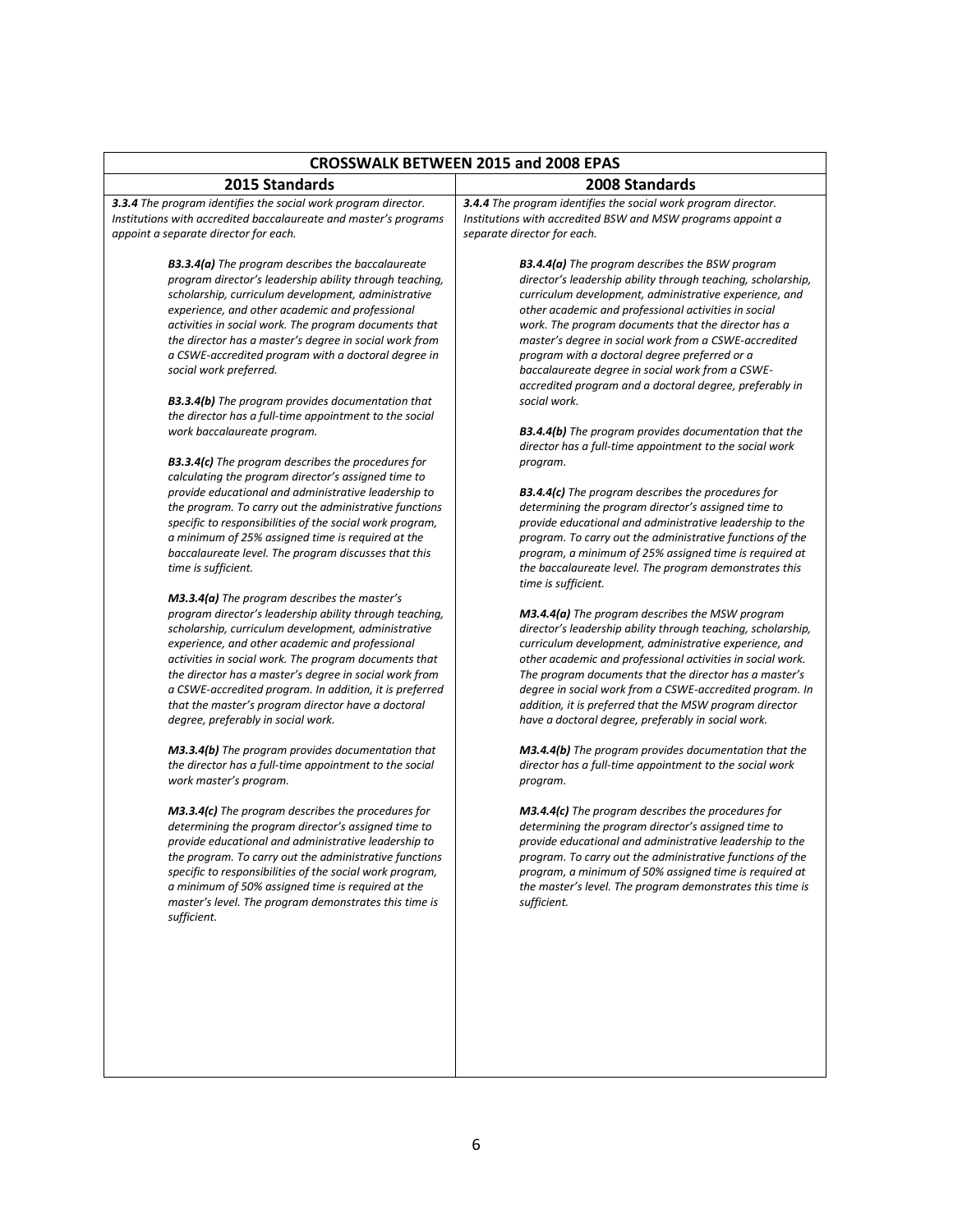| CROSSWALK BETWEEN 2015 and 2008 EPAS | |
|---|---|
| **2015 Standards** | **2008 Standards** |
| ***3.3.4*** *The program identifies the social work program director. Institutions with accredited baccalaureate and master's programs appoint a separate director for each.* | ***3.4.4*** *The program identifies the social work program director. Institutions with accredited BSW and MSW programs appoint a separate director for each.* |
| ***B3.3.4(a)*** *The program describes the baccalaureate program director's leadership ability through teaching, scholarship, curriculum development, administrative experience, and other academic and professional activities in social work. The program documents that the director has a master's degree in social work from a CSWE-accredited program with a doctoral degree in social work preferred.* | ***B3.4.4(a)*** *The program describes the BSW program director's leadership ability through teaching, scholarship, curriculum development, administrative experience, and other academic and professional activities in social work. The program documents that the director has a master's degree in social work from a CSWE-accredited program with a doctoral degree preferred or a baccalaureate degree in social work from a CSWE-accredited program and a doctoral degree, preferably in social work.* |
| ***B3.3.4(b)*** *The program provides documentation that the director has a full-time appointment to the social work baccalaureate program.* | ***B3.4.4(b)*** *The program provides documentation that the director has a full-time appointment to the social work program.* |
| ***B3.3.4(c)*** *The program describes the procedures for calculating the program director's assigned time to provide educational and administrative leadership to the program. To carry out the administrative functions specific to responsibilities of the social work program, a minimum of 25% assigned time is required at the baccalaureate level. The program discusses that this time is sufficient.* | ***B3.4.4(c)*** *The program describes the procedures for determining the program director's assigned time to provide educational and administrative leadership to the program. To carry out the administrative functions of the program, a minimum of 25% assigned time is required at the baccalaureate level. The program demonstrates this time is sufficient.* |
| ***M3.3.4(a)*** *The program describes the master's program director's leadership ability through teaching, scholarship, curriculum development, administrative experience, and other academic and professional activities in social work. The program documents that the director has a master's degree in social work from a CSWE-accredited program. In addition, it is preferred that the master's program director have a doctoral degree, preferably in social work.* | ***M3.4.4(a)*** *The program describes the MSW program director's leadership ability through teaching, scholarship, curriculum development, administrative experience, and other academic and professional activities in social work. The program documents that the director has a master's degree in social work from a CSWE-accredited program. In addition, it is preferred that the MSW program director have a doctoral degree, preferably in social work.* |
| ***M3.3.4(b)*** *The program provides documentation that the director has a full-time appointment to the social work master's program.* | ***M3.4.4(b)*** *The program provides documentation that the director has a full-time appointment to the social work program.* |
| ***M3.3.4(c)*** *The program describes the procedures for determining the program director's assigned time to provide educational and administrative leadership to the program. To carry out the administrative functions specific to responsibilities of the social work program, a minimum of 50% assigned time is required at the master's level. The program demonstrates this time is sufficient.* | ***M3.4.4(c)*** *The program describes the procedures for determining the program director's assigned time to provide educational and administrative leadership to the program. To carry out the administrative functions of the program, a minimum of 50% assigned time is required at the master's level. The program demonstrates this time is sufficient.* |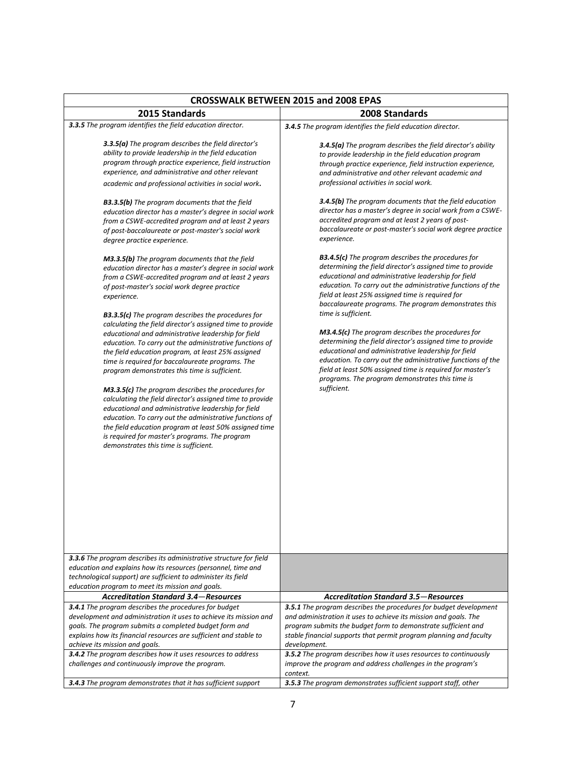| CROSSWALK BETWEEN 2015 and 2008 EPAS | |
|---|---|
| **2015 Standards** | **2008 Standards** |
| ***3.3.5*** *The program identifies the field education director.*<br><br>***3.3.5(a)*** *The program describes the field director's ability to provide leadership in the field education program through practice experience, field instruction experience, and administrative and other relevant academic and professional activities in social work.*<br><br>***B3.3.5(b)*** *The program documents that the field education director has a master's degree in social work from a CSWE-accredited program and at least 2 years of post-baccalaureate or post-master's social work degree practice experience.*<br><br>***M3.3.5(b)*** *The program documents that the field education director has a master's degree in social work from a CSWE-accredited program and at least 2 years of post-master's social work degree practice experience.*<br><br>***B3.3.5(c)*** *The program describes the procedures for calculating the field director's assigned time to provide educational and administrative leadership for field education. To carry out the administrative functions of the field education program, at least 25% assigned time is required for baccalaureate programs. The program demonstrates this time is sufficient.*<br><br>***M3.3.5(c)*** *The program describes the procedures for calculating the field director's assigned time to provide educational and administrative leadership for field education. To carry out the administrative functions of the field education program at least 50% assigned time is required for master's programs. The program demonstrates this time is sufficient.* | ***3.4.5*** *The program identifies the field education director.*<br><br>***3.4.5(a)*** *The program describes the field director's ability to provide leadership in the field education program through practice experience, field instruction experience, and administrative and other relevant academic and professional activities in social work.*<br><br>***3.4.5(b)*** *The program documents that the field education director has a master's degree in social work from a CSWE-accredited program and at least 2 years of post-baccalaureate or post-master's social work degree practice experience.*<br><br>***B3.4.5(c)*** *The program describes the procedures for determining the field director's assigned time to provide educational and administrative leadership for field education. To carry out the administrative functions of the field at least 25% assigned time is required for baccalaureate programs. The program demonstrates this time is sufficient.*<br><br>***M3.4.5(c)*** *The program describes the procedures for determining the field director's assigned time to provide educational and administrative leadership for field education. To carry out the administrative functions of the field at least 50% assigned time is required for master's programs. The program demonstrates this time is sufficient.* |
| ***3.3.6*** *The program describes its administrative structure for field education and explains how its resources (personnel, time and technological support) are sufficient to administer its field education program to meet its mission and goals.* | |
| ***Accreditation Standard 3.4—Resources*** | ***Accreditation Standard 3.5—Resources*** |
| ***3.4.1*** *The program describes the procedures for budget development and administration it uses to achieve its mission and goals. The program submits a completed budget form and explains how its financial resources are sufficient and stable to achieve its mission and goals.* | ***3.5.1*** *The program describes the procedures for budget development and administration it uses to achieve its mission and goals. The program submits the budget form to demonstrate sufficient and stable financial supports that permit program planning and faculty development.* |
| ***3.4.2*** *The program describes how it uses resources to address challenges and continuously improve the program.* | ***3.5.2*** *The program describes how it uses resources to continuously improve the program and address challenges in the program's context.* |
| ***3.4.3*** *The program demonstrates that it has sufficient support* | ***3.5.3*** *The program demonstrates sufficient support staff, other* |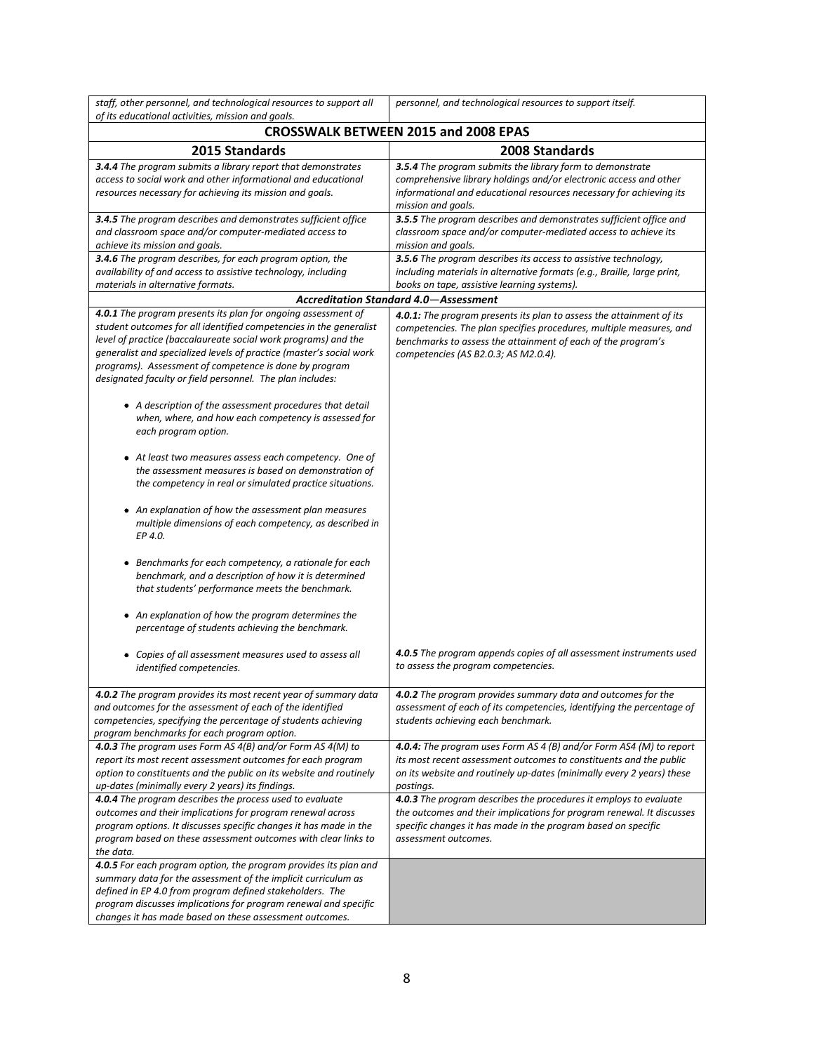| | |
|---|---|
| *staff, other personnel, and technological resources to support all of its educational activities, mission and goals.* | *personnel, and technological resources to support itself.* |

**CROSSWALK BETWEEN 2015 and 2008 EPAS**

| 2015 Standards | 2008 Standards |
|---|---|
| ***3.4.4*** *The program submits a library report that demonstrates access to social work and other informational and educational resources necessary for achieving its mission and goals.* | ***3.5.4*** *The program submits the library form to demonstrate comprehensive library holdings and/or electronic access and other informational and educational resources necessary for achieving its mission and goals.* |
| ***3.4.5*** *The program describes and demonstrates sufficient office and classroom space and/or computer-mediated access to achieve its mission and goals.* | ***3.5.5*** *The program describes and demonstrates sufficient office and classroom space and/or computer-mediated access to achieve its mission and goals.* |
| ***3.4.6*** *The program describes, for each program option, the availability of and access to assistive technology, including materials in alternative formats.* | ***3.5.6*** *The program describes its access to assistive technology, including materials in alternative formats (e.g., Braille, large print, books on tape, assistive learning systems).* |
| ***Accreditation Standard 4.0—Assessment*** | |
| ***4.0.1*** *The program presents its plan for ongoing assessment of student outcomes for all identified competencies in the generalist level of practice (baccalaureate social work programs) and the generalist and specialized levels of practice (master's social work programs). Assessment of competence is done by program designated faculty or field personnel. The plan includes:*<br><br>• *A description of the assessment procedures that detail when, where, and how each competency is assessed for each program option.*<br><br>• *At least two measures assess each competency. One of the assessment measures is based on demonstration of the competency in real or simulated practice situations.*<br><br>• *An explanation of how the assessment plan measures multiple dimensions of each competency, as described in EP 4.0.*<br><br>• *Benchmarks for each competency, a rationale for each benchmark, and a description of how it is determined that students' performance meets the benchmark.*<br><br>• *An explanation of how the program determines the percentage of students achieving the benchmark.*<br><br>• *Copies of all assessment measures used to assess all identified competencies.* | ***4.0.1:*** *The program presents its plan to assess the attainment of its competencies. The plan specifies procedures, multiple measures, and benchmarks to assess the attainment of each of the program's competencies (AS B2.0.3; AS M2.0.4).*<br><br>***4.0.5*** *The program appends copies of all assessment instruments used to assess the program competencies.* |
| ***4.0.2*** *The program provides its most recent year of summary data and outcomes for the assessment of each of the identified competencies, specifying the percentage of students achieving program benchmarks for each program option.* | ***4.0.2*** *The program provides summary data and outcomes for the assessment of each of its competencies, identifying the percentage of students achieving each benchmark.* |
| ***4.0.3*** *The program uses Form AS 4(B) and/or Form AS 4(M) to report its most recent assessment outcomes for each program option to constituents and the public on its website and routinely up-dates (minimally every 2 years) its findings.* | ***4.0.4:*** *The program uses Form AS 4 (B) and/or Form AS4 (M) to report its most recent assessment outcomes to constituents and the public on its website and routinely up-dates (minimally every 2 years) these postings.* |
| ***4.0.4*** *The program describes the process used to evaluate outcomes and their implications for program renewal across program options. It discusses specific changes it has made in the program based on these assessment outcomes with clear links to the data.* | ***4.0.3*** *The program describes the procedures it employs to evaluate the outcomes and their implications for program renewal. It discusses specific changes it has made in the program based on specific assessment outcomes.* |
| ***4.0.5*** *For each program option, the program provides its plan and summary data for the assessment of the implicit curriculum as defined in EP 4.0 from program defined stakeholders. The program discusses implications for program renewal and specific changes it has made based on these assessment outcomes.* | |